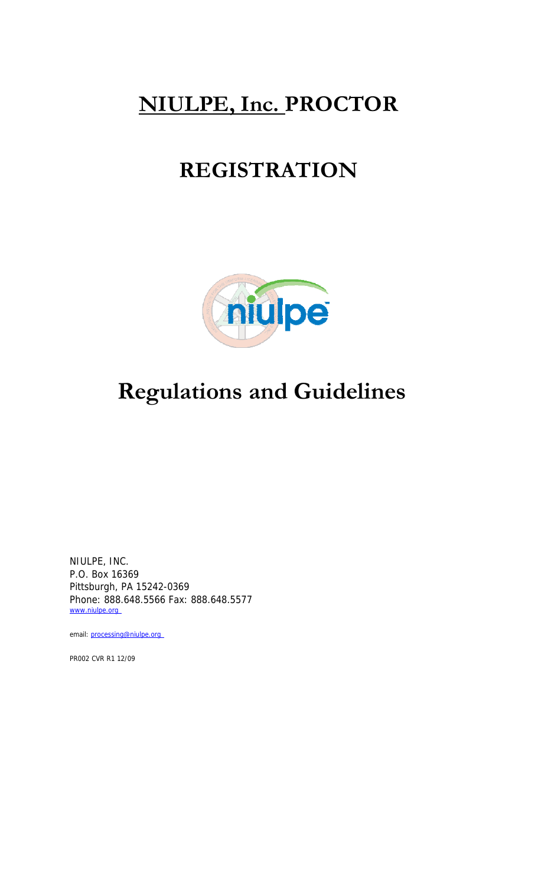# NIULPE, Inc. PROCTOR

# REGISTRATION

# Regulations and Guidelines

NIULPE, INC.
P.O. Box 16369
Pittsburgh, PA 15242-0369
Phone: 888.648.5566 Fax: 888.648.5577
www.niulpe.org

email: processing@niulpe.org

PR002 CVR R1 12/09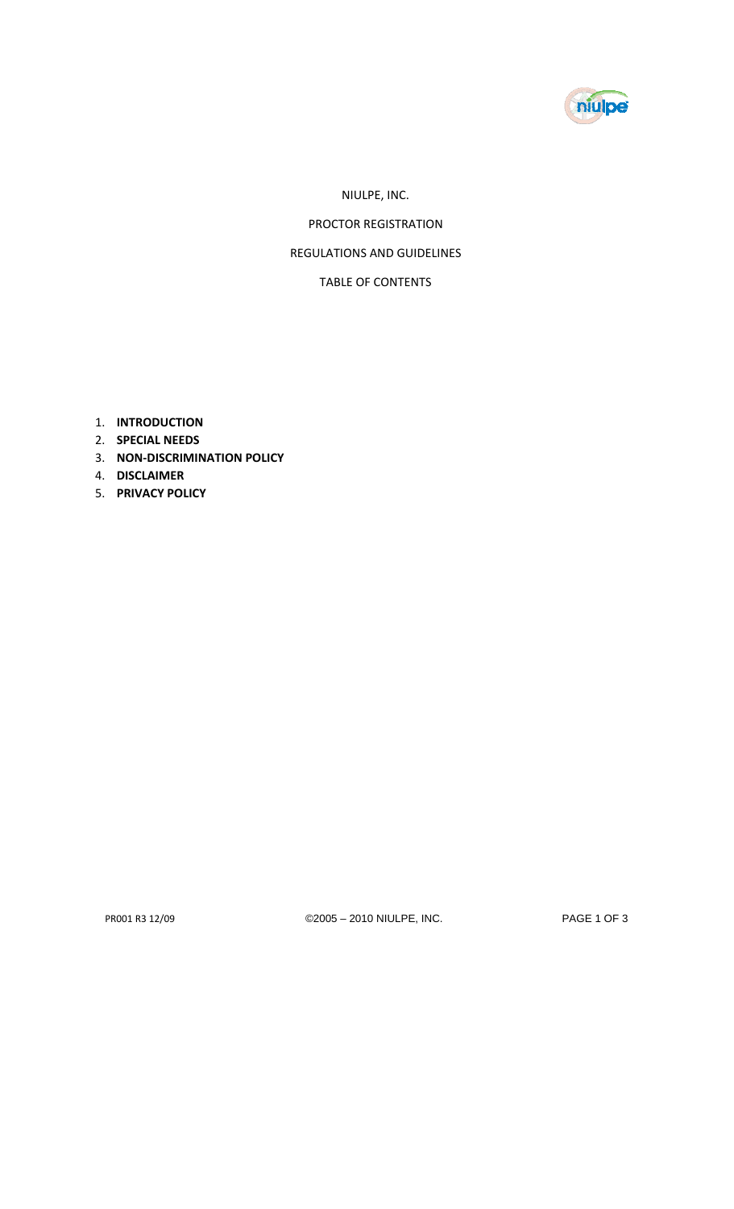NIULPE, INC.

PROCTOR REGISTRATION

REGULATIONS AND GUIDELINES

TABLE OF CONTENTS

1. **INTRODUCTION**
2. **SPECIAL NEEDS**
3. **NON-DISCRIMINATION POLICY**
4. **DISCLAIMER**
5. **PRIVACY POLICY**

PR001 R3 12/09 ©2005 – 2010 NIULPE, INC.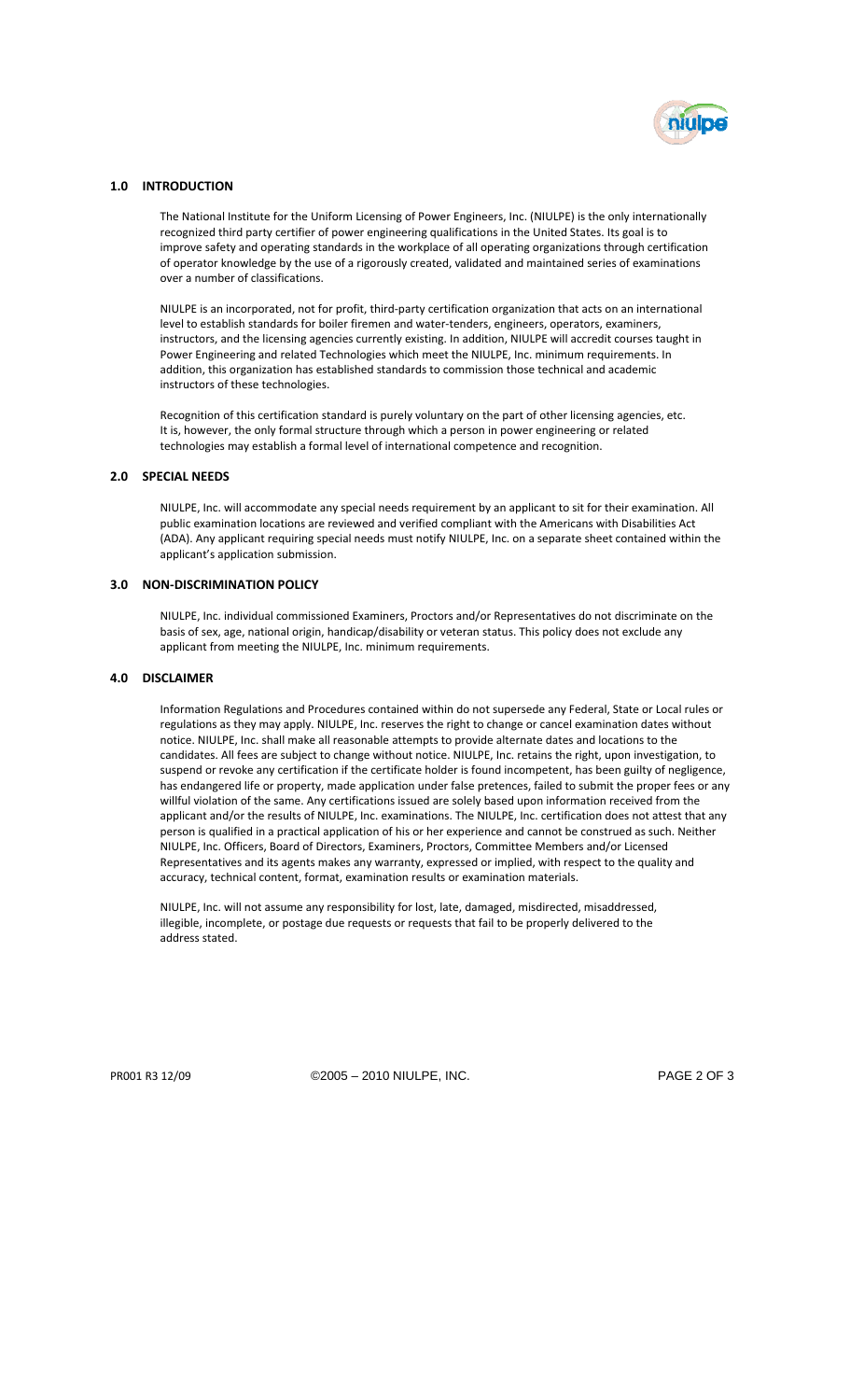## 1.0 INTRODUCTION

The National Institute for the Uniform Licensing of Power Engineers, Inc. (NIULPE) is the only internationally recognized third party certifier of power engineering qualifications in the United States. Its goal is to improve safety and operating standards in the workplace of all operating organizations through certification of operator knowledge by the use of a rigorously created, validated and maintained series of examinations over a number of classifications.

NIULPE is an incorporated, not for profit, third-party certification organization that acts on an international level to establish standards for boiler firemen and water-tenders, engineers, operators, examiners, instructors, and the licensing agencies currently existing. In addition, NIULPE will accredit courses taught in Power Engineering and related Technologies which meet the NIULPE, Inc. minimum requirements. In addition, this organization has established standards to commission those technical and academic instructors of these technologies.

Recognition of this certification standard is purely voluntary on the part of other licensing agencies, etc. It is, however, the only formal structure through which a person in power engineering or related technologies may establish a formal level of international competence and recognition.

## 2.0 SPECIAL NEEDS

NIULPE, Inc. will accommodate any special needs requirement by an applicant to sit for their examination. All public examination locations are reviewed and verified compliant with the Americans with Disabilities Act (ADA). Any applicant requiring special needs must notify NIULPE, Inc. on a separate sheet contained within the applicant's application submission.

## 3.0 NON-DISCRIMINATION POLICY

NIULPE, Inc. individual commissioned Examiners, Proctors and/or Representatives do not discriminate on the basis of sex, age, national origin, handicap/disability or veteran status. This policy does not exclude any applicant from meeting the NIULPE, Inc. minimum requirements.

## 4.0 DISCLAIMER

Information Regulations and Procedures contained within do not supersede any Federal, State or Local rules or regulations as they may apply. NIULPE, Inc. reserves the right to change or cancel examination dates without notice. NIULPE, Inc. shall make all reasonable attempts to provide alternate dates and locations to the candidates. All fees are subject to change without notice. NIULPE, Inc. retains the right, upon investigation, to suspend or revoke any certification if the certificate holder is found incompetent, has been guilty of negligence, has endangered life or property, made application under false pretences, failed to submit the proper fees or any willful violation of the same. Any certifications issued are solely based upon information received from the applicant and/or the results of NIULPE, Inc. examinations. The NIULPE, Inc. certification does not attest that any person is qualified in a practical application of his or her experience and cannot be construed as such. Neither NIULPE, Inc. Officers, Board of Directors, Examiners, Proctors, Committee Members and/or Licensed Representatives and its agents makes any warranty, expressed or implied, with respect to the quality and accuracy, technical content, format, examination results or examination materials.

NIULPE, Inc. will not assume any responsibility for lost, late, damaged, misdirected, misaddressed, illegible, incomplete, or postage due requests or requests that fail to be properly delivered to the address stated.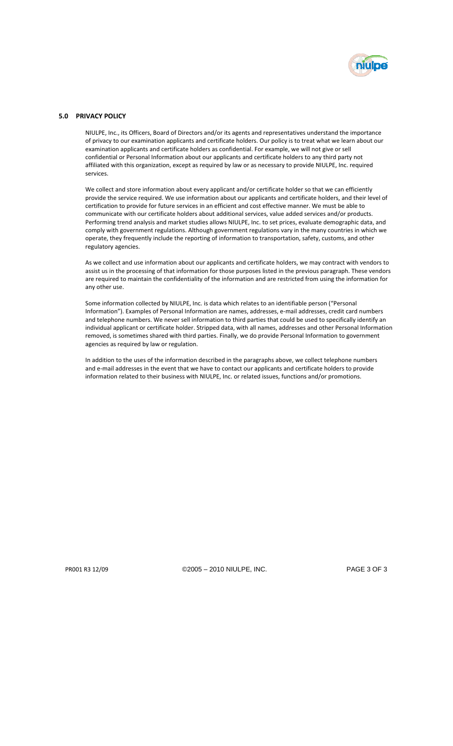## 5.0 PRIVACY POLICY

NIULPE, Inc., its Officers, Board of Directors and/or its agents and representatives understand the importance of privacy to our examination applicants and certificate holders. Our policy is to treat what we learn about our examination applicants and certificate holders as confidential. For example, we will not give or sell confidential or Personal Information about our applicants and certificate holders to any third party not affiliated with this organization, except as required by law or as necessary to provide NIULPE, Inc. required services.

We collect and store information about every applicant and/or certificate holder so that we can efficiently provide the service required. We use information about our applicants and certificate holders, and their level of certification to provide for future services in an efficient and cost effective manner. We must be able to communicate with our certificate holders about additional services, value added services and/or products. Performing trend analysis and market studies allows NIULPE, Inc. to set prices, evaluate demographic data, and comply with government regulations. Although government regulations vary in the many countries in which we operate, they frequently include the reporting of information to transportation, safety, customs, and other regulatory agencies.

As we collect and use information about our applicants and certificate holders, we may contract with vendors to assist us in the processing of that information for those purposes listed in the previous paragraph. These vendors are required to maintain the confidentiality of the information and are restricted from using the information for any other use.

Some information collected by NIULPE, Inc. is data which relates to an identifiable person ("Personal Information"). Examples of Personal Information are names, addresses, e-mail addresses, credit card numbers and telephone numbers. We never sell information to third parties that could be used to specifically identify an individual applicant or certificate holder. Stripped data, with all names, addresses and other Personal Information removed, is sometimes shared with third parties. Finally, we do provide Personal Information to government agencies as required by law or regulation.

In addition to the uses of the information described in the paragraphs above, we collect telephone numbers and e-mail addresses in the event that we have to contact our applicants and certificate holders to provide information related to their business with NIULPE, Inc. or related issues, functions and/or promotions.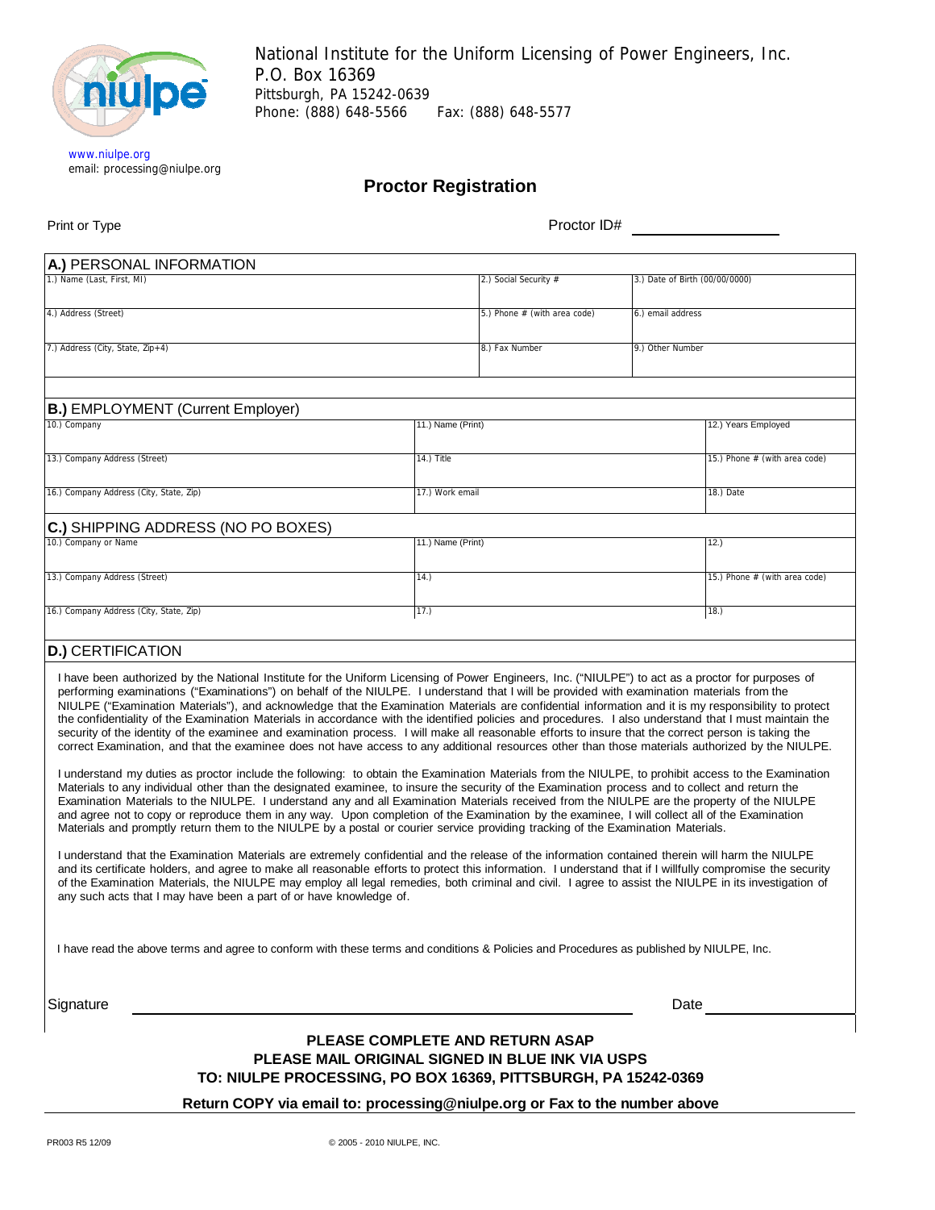National Institute for the Uniform Licensing of Power Engineers, Inc.
P.O. Box 16369
Pittsburgh, PA 15242-0639
Phone: (888) 648-5566 Fax: (888) 648-5577

www.niulpe.org
email: processing@niulpe.org

# Proctor Registration

Print or Type

Proctor ID# ____________

## A.) PERSONAL INFORMATION

| | | |
|---|---|---|
| 1.) Name (Last, First, MI) | 2.) Social Security # | 3.) Date of Birth (00/00/0000) |
| 4.) Address (Street) | 5.) Phone # (with area code) | 6.) email address |
| 7.) Address (City, State, Zip+4) | 8.) Fax Number | 9.) Other Number |

## B.) EMPLOYMENT (Current Employer)

| | | |
|---|---|---|
| 10.) Company | 11.) Name (Print) | 12.) Years Employed |
| 13.) Company Address (Street) | 14.) Title | 15.) Phone # (with area code) |
| 16.) Company Address (City, State, Zip) | 17.) Work email | 18.) Date |

## C.) SHIPPING ADDRESS (NO PO BOXES)

| | | |
|---|---|---|
| 10.) Company or Name | 11.) Name (Print) | 12.) |
| 13.) Company Address (Street) | 14.) | 15.) Phone # (with area code) |
| 16.) Company Address (City, State, Zip) | 17.) | 18.) |

## D.) CERTIFICATION

I have been authorized by the National Institute for the Uniform Licensing of Power Engineers, Inc. ("NIULPE") to act as a proctor for purposes of performing examinations ("Examinations") on behalf of the NIULPE. I understand that I will be provided with examination materials from the NIULPE ("Examination Materials"), and acknowledge that the Examination Materials are confidential information and it is my responsibility to protect the confidentiality of the Examination Materials in accordance with the identified policies and procedures. I also understand that I must maintain the security of the identity of the examinee and examination process. I will make all reasonable efforts to insure that the correct person is taking the correct Examination, and that the examinee does not have access to any additional resources other than those materials authorized by the NIULPE.

I understand my duties as proctor include the following: to obtain the Examination Materials from the NIULPE, to prohibit access to the Examination Materials to any individual other than the designated examinee, to insure the security of the Examination process and to collect and return the Examination Materials to the NIULPE. I understand any and all Examination Materials received from the NIULPE are the property of the NIULPE and agree not to copy or reproduce them in any way. Upon completion of the Examination by the examinee, I will collect all of the Examination Materials and promptly return them to the NIULPE by a postal or courier service providing tracking of the Examination Materials.

I understand that the Examination Materials are extremely confidential and the release of the information contained therein will harm the NIULPE and its certificate holders, and agree to make all reasonable efforts to protect this information. I understand that if I willfully compromise the security of the Examination Materials, the NIULPE may employ all legal remedies, both criminal and civil. I agree to assist the NIULPE in its investigation of any such acts that I may have been a part of or have knowledge of.

I have read the above terms and agree to conform with these terms and conditions & Policies and Procedures as published by NIULPE, Inc.

Signature ______________________________ Date ____________

**PLEASE COMPLETE AND RETURN ASAP**
**PLEASE MAIL ORIGINAL SIGNED IN BLUE INK VIA USPS**
**TO: NIULPE PROCESSING, PO BOX 16369, PITTSBURGH, PA 15242-0369**

**Return COPY via email to: processing@niulpe.org or Fax to the number above**

PR003 R5 12/09

© 2005 - 2010 NIULPE, INC.